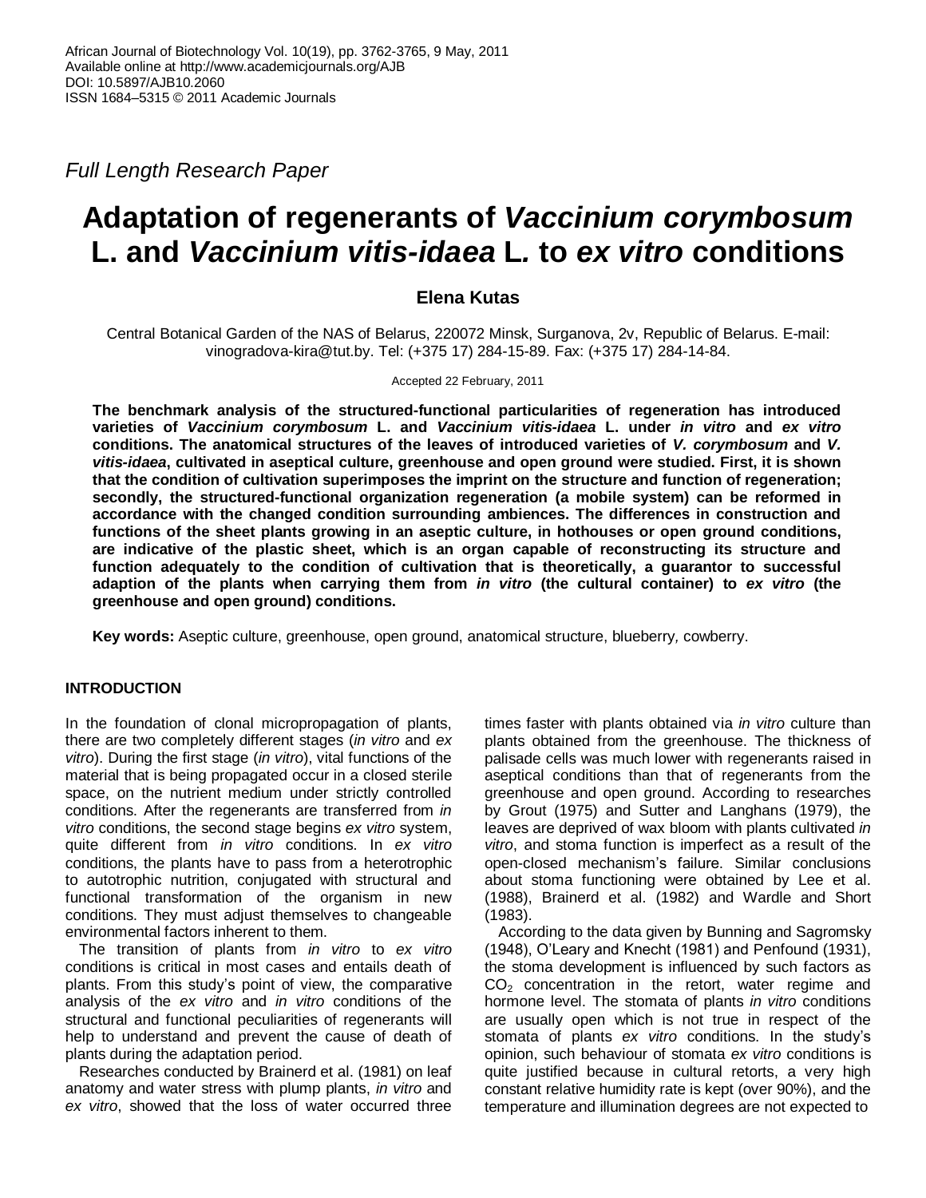*Full Length Research Paper*

# Adaptation of regenerants of *Vaccinium corymbosum* L. and *Vaccinium vitis-idaea* L. to *ex vitro* conditions

**Elena Kutas**

Central Botanical Garden of the NAS of Belarus, 220072 Minsk, Surganova, 2v, Republic of Belarus. E-mail: vinogradova-kira@tut.by. Tel: (+375 17) 284-15-89. Fax: (+375 17) 284-14-84.

Accepted 22 February, 2011

**The benchmark analysis of the structured-functional particularities of regeneration has introduced varieties of *Vaccinium corymbosum* L. and *Vaccinium vitis-idaea* L. under *in vitro* and *ex vitro* conditions. The anatomical structures of the leaves of introduced varieties of *V. corymbosum* and *V. vitis-idaea*, cultivated in aseptical culture, greenhouse and open ground were studied. First, it is shown that the condition of cultivation superimposes the imprint on the structure and function of regeneration; secondly, the structured-functional organization regeneration (a mobile system) can be reformed in accordance with the changed condition surrounding ambiences. The differences in construction and functions of the sheet plants growing in an aseptic culture, in hothouses or open ground conditions, are indicative of the plastic sheet, which is an organ capable of reconstructing its structure and function adequately to the condition of cultivation that is theoretically, a guarantor to successful adaption of the plants when carrying them from *in vitro* (the cultural container) to *ex vitro* (the greenhouse and open ground) conditions.**

**Key words:** Aseptic culture, greenhouse, open ground, anatomical structure, blueberry, cowberry.

## INTRODUCTION

In the foundation of clonal micropropagation of plants, there are two completely different stages (*in vitro* and *ex vitro*). During the first stage (*in vitro*), vital functions of the material that is being propagated occur in a closed sterile space, on the nutrient medium under strictly controlled conditions. After the regenerants are transferred from *in vitro* conditions, the second stage begins *ex vitro* system, quite different from *in vitro* conditions. In *ex vitro* conditions, the plants have to pass from a heterotrophic to autotrophic nutrition, conjugated with structural and functional transformation of the organism in new conditions. They must adjust themselves to changeable environmental factors inherent to them.

The transition of plants from *in vitro* to *ex vitro* conditions is critical in most cases and entails death of plants. From this study's point of view, the comparative analysis of the *ex vitro* and *in vitro* conditions of the structural and functional peculiarities of regenerants will help to understand and prevent the cause of death of plants during the adaptation period.

Researches conducted by Brainerd et al. (1981) on leaf anatomy and water stress with plump plants, *in vitro* and *ex vitro*, showed that the loss of water occurred three times faster with plants obtained via *in vitro* culture than plants obtained from the greenhouse. The thickness of palisade cells was much lower with regenerants raised in aseptical conditions than that of regenerants from the greenhouse and open ground. According to researches by Grout (1975) and Sutter and Langhans (1979), the leaves are deprived of wax bloom with plants cultivated *in vitro*, and stoma function is imperfect as a result of the open-closed mechanism's failure. Similar conclusions about stoma functioning were obtained by Lee et al. (1988), Brainerd et al. (1982) and Wardle and Short (1983).

According to the data given by Bunning and Sagromsky (1948), O'Leary and Knecht (1981) and Penfound (1931), the stoma development is influenced by such factors as $CO_2$ concentration in the retort, water regime and hormone level. The stomata of plants *in vitro* conditions are usually open which is not true in respect of the stomata of plants *ex vitro* conditions. In the study's opinion, such behaviour of stomata *ex vitro* conditions is quite justified because in cultural retorts, a very high constant relative humidity rate is kept (over 90%), and the temperature and illumination degrees are not expected to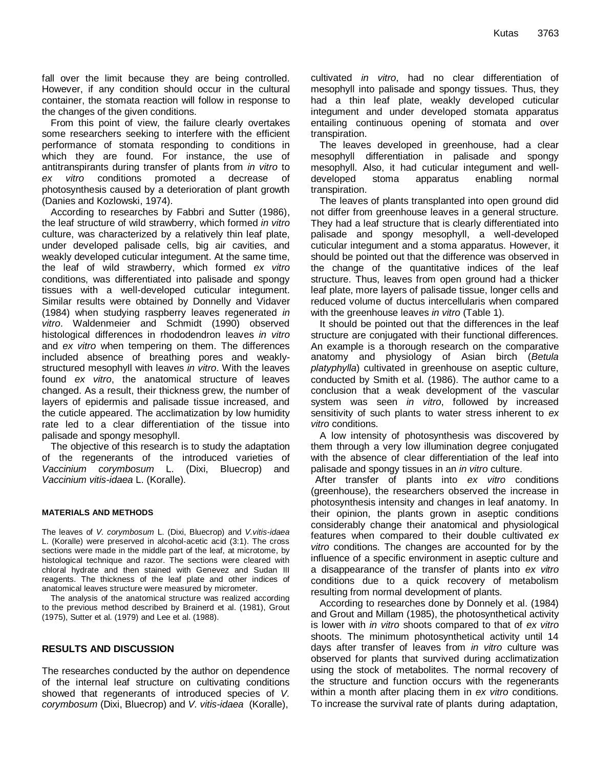fall over the limit because they are being controlled. However, if any condition should occur in the cultural container, the stomata reaction will follow in response to the changes of the given conditions.

From this point of view, the failure clearly overtakes some researchers seeking to interfere with the efficient performance of stomata responding to conditions in which they are found. For instance, the use of antitranspirants during transfer of plants from *in vitro* to *ex vitro* conditions promoted a decrease of photosynthesis caused by a deterioration of plant growth (Danies and Kozlowski, 1974).

According to researches by Fabbri and Sutter (1986), the leaf structure of wild strawberry, which formed *in vitro* culture, was characterized by a relatively thin leaf plate, under developed palisade cells, big air cavities, and weakly developed cuticular integument. At the same time, the leaf of wild strawberry, which formed *ex vitro* conditions, was differentiated into palisade and spongy tissues with a well-developed cuticular integument. Similar results were obtained by Donnelly and Vidaver (1984) when studying raspberry leaves regenerated *in vitro*. Waldenmeier and Schmidt (1990) observed histological differences in rhododendron leaves *in vitro* and *ex vitro* when tempering on them. The differences included absence of breathing pores and weakly-structured mesophyll with leaves *in vitro*. With the leaves found *ex vitro*, the anatomical structure of leaves changed. As a result, their thickness grew, the number of layers of epidermis and palisade tissue increased, and the cuticle appeared. The acclimatization by low humidity rate led to a clear differentiation of the tissue into palisade and spongy mesophyll.

The objective of this research is to study the adaptation of the regenerants of the introduced varieties of *Vaccinium corymbosum* L. (Dixi, Bluecrop) and *Vaccinium vitis-idaea* L. (Koralle).

## MATERIALS AND METHODS

The leaves of *V. corymbosum* L. (Dixi, Bluecrop) and *V.vitis-idaea* L. (Koralle) were preserved in alcohol-acetic acid (3:1). The cross sections were made in the middle part of the leaf, at microtome, by histological technique and razor. The sections were cleared with chloral hydrate and then stained with Genevez and Sudan III reagents. The thickness of the leaf plate and other indices of anatomical leaves structure were measured by micrometer.

The analysis of the anatomical structure was realized according to the previous method described by Brainerd et al. (1981), Grout (1975), Sutter et al. (1979) and Lee et al. (1988).

## RESULTS AND DISCUSSION

The researches conducted by the author on dependence of the internal leaf structure on cultivating conditions showed that regenerants of introduced species of *V. corymbosum* (Dixi, Bluecrop) and *V. vitis-idaea* (Koralle), cultivated *in vitro*, had no clear differentiation of mesophyll into palisade and spongy tissues. Thus, they had a thin leaf plate, weakly developed cuticular integument and under developed stomata apparatus entailing continuous opening of stomata and over transpiration.

The leaves developed in greenhouse, had a clear mesophyll differentiation in palisade and spongy mesophyll. Also, it had cuticular integument and well-developed stoma apparatus enabling normal transpiration.

The leaves of plants transplanted into open ground did not differ from greenhouse leaves in a general structure. They had a leaf structure that is clearly differentiated into palisade and spongy mesophyll, a well-developed cuticular integument and a stoma apparatus. However, it should be pointed out that the difference was observed in the change of the quantitative indices of the leaf structure. Thus, leaves from open ground had a thicker leaf plate, more layers of palisade tissue, longer cells and reduced volume of ductus intercellularis when compared with the greenhouse leaves *in vitro* (Table 1).

It should be pointed out that the differences in the leaf structure are conjugated with their functional differences. An example is a thorough research on the comparative anatomy and physiology of Asian birch (*Betula platyphylla*) cultivated in greenhouse on aseptic culture, conducted by Smith et al. (1986). The author came to a conclusion that a weak development of the vascular system was seen *in vitro*, followed by increased sensitivity of such plants to water stress inherent to *ex vitro* conditions.

A low intensity of photosynthesis was discovered by them through a very low illumination degree conjugated with the absence of clear differentiation of the leaf into palisade and spongy tissues in an *in vitro* culture.

After transfer of plants into *ex vitro* conditions (greenhouse), the researchers observed the increase in photosynthesis intensity and changes in leaf anatomy. In their opinion, the plants grown in aseptic conditions considerably change their anatomical and physiological features when compared to their double cultivated *ex vitro* conditions. The changes are accounted for by the influence of a specific environment in aseptic culture and a disappearance of the transfer of plants into *ex vitro* conditions due to a quick recovery of metabolism resulting from normal development of plants.

According to researches done by Donnely et al. (1984) and Grout and Millam (1985), the photosynthetical activity is lower with *in vitro* shoots compared to that of *ex vitro* shoots. The minimum photosynthetical activity until 14 days after transfer of leaves from *in vitro* culture was observed for plants that survived during acclimatization using the stock of metabolites. The normal recovery of the structure and function occurs with the regenerants within a month after placing them in *ex vitro* conditions. To increase the survival rate of plants during adaptation,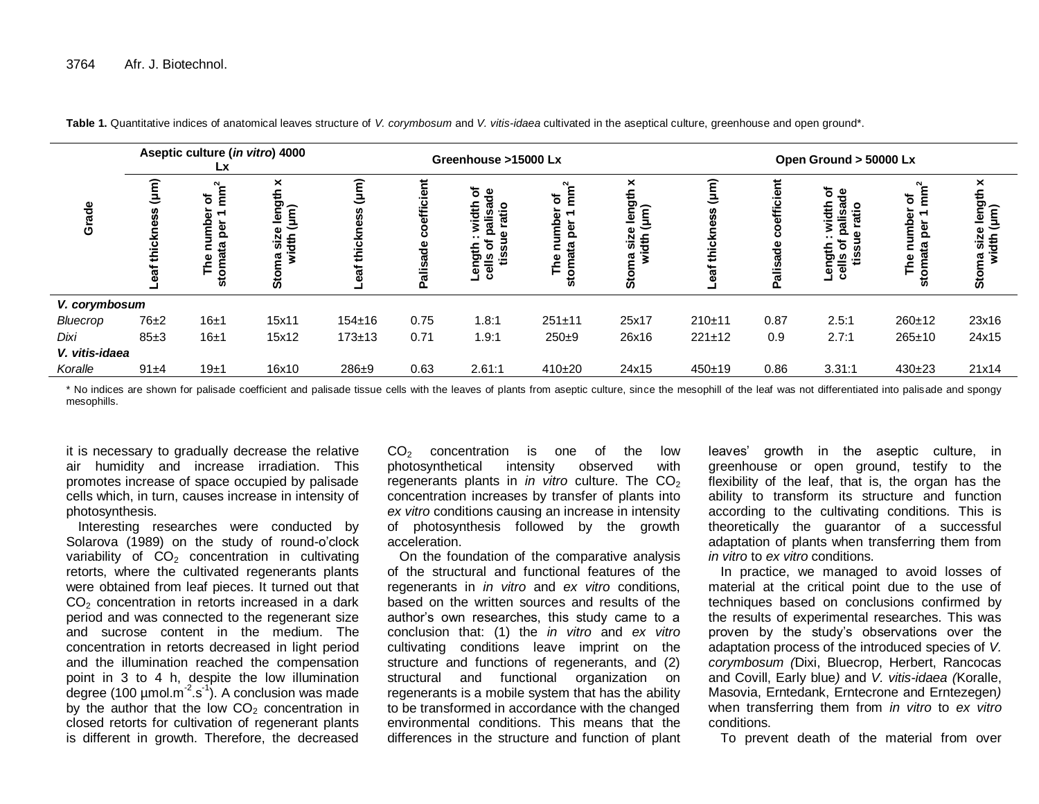**Table 1.** Quantitative indices of anatomical leaves structure of *V. corymbosum* and *V. vitis-idaea* cultivated in the aseptical culture, greenhouse and open ground*.

| Grade | Aseptic culture (*in vitro*) 4000 Lx | | | Greenhouse >15000 Lx | | | | | Open Ground > 50000 Lx | | | | |
|---|---|---|---|---|---|---|---|---|---|---|---|---|---|
| | Leaf thickness (µm) | The number of stomata per 1 $mm^2$ | Stoma size length x width (µm) | Leaf thickness (µm) | Palisade coefficient | Length : width of cells of palisade tissue ratio | The number of stomata per 1 $mm^2$ | Stoma size length x width (µm) | Leaf thickness (µm) | Palisade coefficient | Length : width of cells of palisade tissue ratio | The number of stomata per 1 $mm^2$ | Stoma size length x width (µm) |
| ***V. corymbosum*** | | | | | | | | | | | | | |
| *Bluecrop* | 76±2 | 16±1 | 15x11 | 154±16 | 0.75 | 1.8:1 | 251±11 | 25x17 | 210±11 | 0.87 | 2.5:1 | 260±12 | 23x16 |
| *Dixi* | 85±3 | 16±1 | 15x12 | 173±13 | 0.71 | 1.9:1 | 250±9 | 26x16 | 221±12 | 0.9 | 2.7:1 | 265±10 | 24x15 |
| ***V. vitis-idaea*** | | | | | | | | | | | | | |
| *Koralle* | 91±4 | 19±1 | 16x10 | 286±9 | 0.63 | 2.61:1 | 410±20 | 24x15 | 450±19 | 0.86 | 3.31:1 | 430±23 | 21x14 |

\* No indices are shown for palisade coefficient and palisade tissue cells with the leaves of plants from aseptic culture, since the mesophill of the leaf was not differentiated into palisade and spongy mesophills.

it is necessary to gradually decrease the relative air humidity and increase irradiation. This promotes increase of space occupied by palisade cells which, in turn, causes increase in intensity of photosynthesis.

Interesting researches were conducted by Solarova (1989) on the study of round-o'clock variability of $CO_2$ concentration in cultivating retorts, where the cultivated regenerants plants were obtained from leaf pieces. It turned out that $CO_2$ concentration in retorts increased in a dark period and was connected to the regenerant size and sucrose content in the medium. The concentration in retorts decreased in light period and the illumination reached the compensation point in 3 to 4 h, despite the low illumination degree (100 µmol.$m^{-2}$.$s^{-1}$). A conclusion was made by the author that the low $CO_2$ concentration in closed retorts for cultivation of regenerant plants is different in growth. Therefore, the decreased $CO_2$ concentration is one of the low photosynthetical intensity observed with regenerants plants in *in vitro* culture. The $CO_2$ concentration increases by transfer of plants into *ex vitro* conditions causing an increase in intensity of photosynthesis followed by the growth acceleration.

On the foundation of the comparative analysis of the structural and functional features of the regenerants in *in vitro* and *ex vitro* conditions, based on the written sources and results of the author's own researches, this study came to a conclusion that: (1) the *in vitro* and *ex vitro* cultivating conditions leave imprint on the structure and functions of regenerants, and (2) structural and functional organization on regenerants is a mobile system that has the ability to be transformed in accordance with the changed environmental conditions. This means that the differences in the structure and function of plant leaves' growth in the aseptic culture, in greenhouse or open ground, testify to the flexibility of the leaf, that is, the organ has the ability to transform its structure and function according to the cultivating conditions. This is theoretically the guarantor of a successful adaptation of plants when transferring them from *in vitro* to *ex vitro* conditions.

In practice, we managed to avoid losses of material at the critical point due to the use of techniques based on conclusions confirmed by the results of experimental researches. This was proven by the study's observations over the adaptation process of the introduced species of *V. corymbosum (*Dixi, Bluecrop, Herbert, Rancocas and Covill, Early blue*)* and *V. vitis-idaea (*Koralle, Masovia, Erntedank, Erntecrone and Erntezegen*)* when transferring them from *in vitro* to *ex vitro* conditions.

To prevent death of the material from over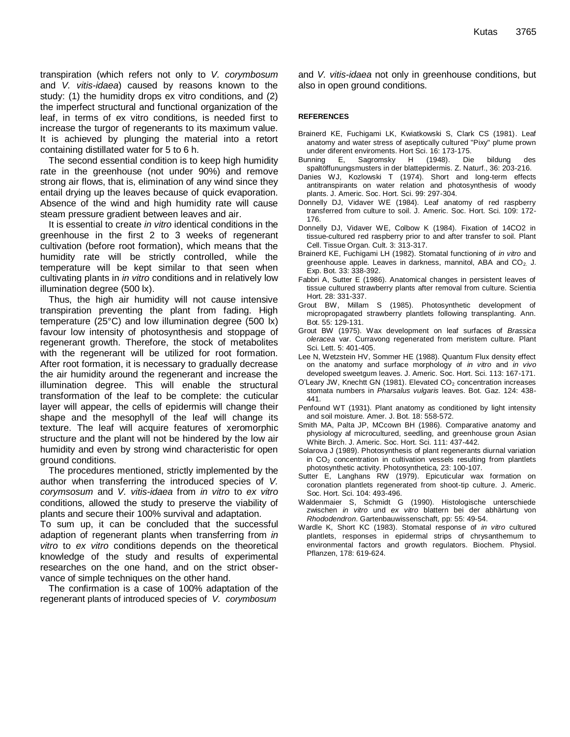transpiration (which refers not only to *V. corymbosum* and *V. vitis-idaea*) caused by reasons known to the study: (1) the humidity drops ex vitro conditions, and (2) the imperfect structural and functional organization of the leaf, in terms of ex vitro conditions, is needed first to increase the turgor of regenerants to its maximum value. It is achieved by plunging the material into a retort containing distillated water for 5 to 6 h.

The second essential condition is to keep high humidity rate in the greenhouse (not under 90%) and remove strong air flows, that is, elimination of any wind since they entail drying up the leaves because of quick evaporation. Absence of the wind and high humidity rate will cause steam pressure gradient between leaves and air.

It is essential to create *in vitro* identical conditions in the greenhouse in the first 2 to 3 weeks of regenerant cultivation (before root formation), which means that the humidity rate will be strictly controlled, while the temperature will be kept similar to that seen when cultivating plants in *in vitro* conditions and in relatively low illumination degree (500 lx).

Thus, the high air humidity will not cause intensive transpiration preventing the plant from fading. High temperature (25°C) and low illumination degree (500 lx) favour low intensity of photosynthesis and stoppage of regenerant growth. Therefore, the stock of metabolites with the regenerant will be utilized for root formation. After root formation, it is necessary to gradually decrease the air humidity around the regenerant and increase the illumination degree. This will enable the structural transformation of the leaf to be complete: the cuticular layer will appear, the cells of epidermis will change their shape and the mesophyll of the leaf will change its texture. The leaf will acquire features of xeromorphic structure and the plant will not be hindered by the low air humidity and even by strong wind characteristic for open ground conditions.

The procedures mentioned, strictly implemented by the author when transferring the introduced species of *V. corymsosum* and *V. vitis-idaea* from *in vitro* to *ex vitro* conditions, allowed the study to preserve the viability of plants and secure their 100% survival and adaptation.

To sum up, it can be concluded that the successful adaption of regenerant plants when transferring from *in vitro* to *ex vitro* conditions depends on the theoretical knowledge of the study and results of experimental researches on the one hand, and on the strict observance of simple techniques on the other hand.

The confirmation is a case of 100% adaptation of the regenerant plants of introduced species of *V. corymbosum* and *V. vitis-idaea* not only in greenhouse conditions, but also in open ground conditions.

## REFERENCES

Brainerd KE, Fuchigami LK, Kwiatkowski S, Clark CS (1981). Leaf anatomy and water stress of aseptically cultured "Pixy" plume prown under diferent enviroments. Hort Sci. 16: 173-175.

Bunning E, Sagromsky H (1948). Die bildung des spaltöffunungsmusters in der blattepidermis. Z. Naturf., 36: 203-216.

Danies WJ, Kozlowski T (1974). Short and long-term effects antitranspirants on water relation and photosynthesis of woody plants. J. Americ. Soc. Hort. Sci. 99: 297-304.

Donnelly DJ, Vidaver WE (1984). Leaf anatomy of red raspberry transferred from culture to soil. J. Americ. Soc. Hort. Sci. 109: 172-176.

Donnelly DJ, Vidaver WE, Colbow K (1984). Fixation of 14CO2 in tissue-cultured red raspberry prior to and after transfer to soil. Plant Cell. Tissue Organ. Cult. 3: 313-317.

Brainerd KE, Fuchigami LH (1982). Stomatal functioning of *in vitro* and greenhouse apple. Leaves in darkness, mannitol, ABA and $CO_2$. J. Exp. Bot. 33: 338-392.

Fabbri A, Sutter E (1986). Anatomical changes in persistent leaves of tissue cultured strawberry plants after removal from culture. Scientia Hort. 28: 331-337.

Grout BW, Millam S (1985). Photosynthetic development of micropropagated strawberry plantlets following transplanting. Ann. Bot. 55: 129-131.

Grout BW (1975). Wax development on leaf surfaces of *Brassica oleracea* var. Curravong regenerated from meristem culture. Plant Sci. Lett. 5: 401-405.

Lee N, Wetzstein HV, Sommer HE (1988). Quantum Flux density effect on the anatomy and surface morphology of *in vitro* and *in vivo* developed sweetgum leaves. J. Americ. Soc. Hort. Sci. 113: 167-171.

O'Leary JW, Knechtt GN (1981). Elevated $CO_2$ concentration increases stomata numbers in *Pharsalus vulgaris* leaves. Bot. Gaz. 124: 438-441.

Penfound WT (1931). Plant anatomy as conditioned by light intensity and soil moisture. Amer. J. Bot. 18: 558-572.

Smith MA, Palta JP, MCcown BH (1986). Comparative anatomy and physiology af microcultured, seedling, and greenhouse groun Asian White Birch. J. Americ. Soc. Hort. Sci. 111: 437-442.

Solarova J (1989). Photosynthesis of plant regenerants diurnal variation in $CO_2$ concentration in cultivation vessels resulting from plantlets photosynthetic activity. Photosynthetica, 23: 100-107.

Sutter E, Langhans RW (1979). Epicuticular wax formation on coronation plantlets regenerated from shoot-tip culture. J. Americ. Soc. Hort. Sci. 104: 493-496.

Waldenmaier S, Schmidt G (1990). Histologische unterschiede zwischen *in vitro* und *ex vitro* blattern bei der abhärtung von *Rhododendron*. Gartenbauwissenschaft, pp: 55: 49-54.

Wardle K, Short KC (1983). Stomatal response of *in vitro* cultured plantlets, responses in epidermal strips of chrysanthemum to environmental factors and growth regulators. Biochem. Physiol. Pflanzen, 178: 619-624.